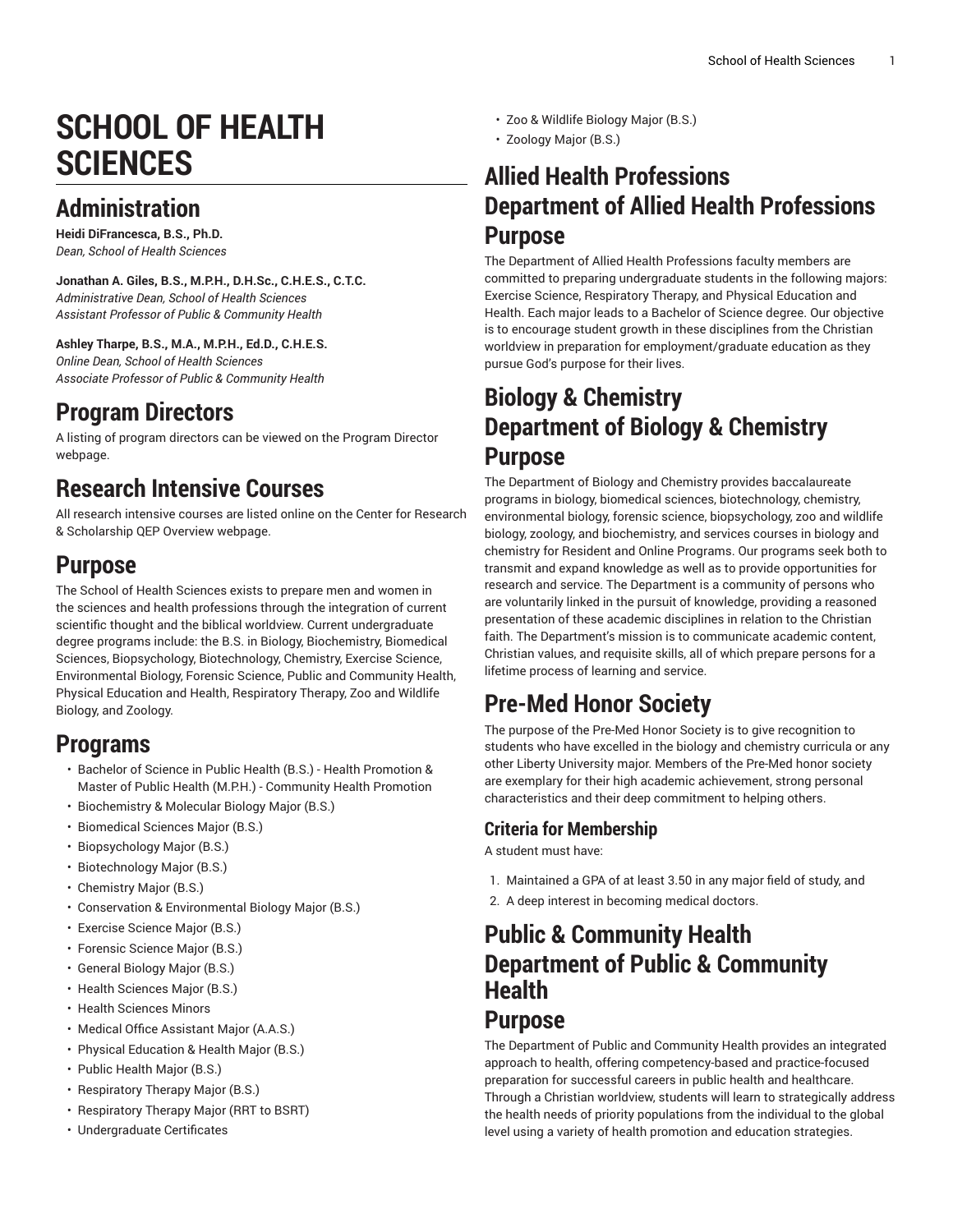# SCHOOL OF HEALTH SCIENCES

## Administration

**Heidi DiFrancesca, B.S., Ph.D.**
*Dean, School of Health Sciences*

**Jonathan A. Giles, B.S., M.P.H., D.H.Sc., C.H.E.S., C.T.C.**
*Administrative Dean, School of Health Sciences*
*Assistant Professor of Public & Community Health*

**Ashley Tharpe, B.S., M.A., M.P.H., Ed.D., C.H.E.S.**
*Online Dean, School of Health Sciences*
*Associate Professor of Public & Community Health*

## Program Directors

A listing of program directors can be viewed on the Program Director webpage.

## Research Intensive Courses

All research intensive courses are listed online on the Center for Research & Scholarship QEP Overview webpage.

## Purpose

The School of Health Sciences exists to prepare men and women in the sciences and health professions through the integration of current scientific thought and the biblical worldview. Current undergraduate degree programs include: the B.S. in Biology, Biochemistry, Biomedical Sciences, Biopsychology, Biotechnology, Chemistry, Exercise Science, Environmental Biology, Forensic Science, Public and Community Health, Physical Education and Health, Respiratory Therapy, Zoo and Wildlife Biology, and Zoology.

## Programs

- Bachelor of Science in Public Health (B.S.) - Health Promotion & Master of Public Health (M.P.H.) - Community Health Promotion
- Biochemistry & Molecular Biology Major (B.S.)
- Biomedical Sciences Major (B.S.)
- Biopsychology Major (B.S.)
- Biotechnology Major (B.S.)
- Chemistry Major (B.S.)
- Conservation & Environmental Biology Major (B.S.)
- Exercise Science Major (B.S.)
- Forensic Science Major (B.S.)
- General Biology Major (B.S.)
- Health Sciences Major (B.S.)
- Health Sciences Minors
- Medical Office Assistant Major (A.A.S.)
- Physical Education & Health Major (B.S.)
- Public Health Major (B.S.)
- Respiratory Therapy Major (B.S.)
- Respiratory Therapy Major (RRT to BSRT)
- Undergraduate Certificates
- Zoo & Wildlife Biology Major (B.S.)
- Zoology Major (B.S.)

## Allied Health Professions Department of Allied Health Professions Purpose

The Department of Allied Health Professions faculty members are committed to preparing undergraduate students in the following majors: Exercise Science, Respiratory Therapy, and Physical Education and Health. Each major leads to a Bachelor of Science degree. Our objective is to encourage student growth in these disciplines from the Christian worldview in preparation for employment/graduate education as they pursue God's purpose for their lives.

## Biology & Chemistry Department of Biology & Chemistry Purpose

The Department of Biology and Chemistry provides baccalaureate programs in biology, biomedical sciences, biotechnology, chemistry, environmental biology, forensic science, biopsychology, zoo and wildlife biology, zoology, and biochemistry, and services courses in biology and chemistry for Resident and Online Programs. Our programs seek both to transmit and expand knowledge as well as to provide opportunities for research and service. The Department is a community of persons who are voluntarily linked in the pursuit of knowledge, providing a reasoned presentation of these academic disciplines in relation to the Christian faith. The Department's mission is to communicate academic content, Christian values, and requisite skills, all of which prepare persons for a lifetime process of learning and service.

## Pre-Med Honor Society

The purpose of the Pre-Med Honor Society is to give recognition to students who have excelled in the biology and chemistry curricula or any other Liberty University major. Members of the Pre-Med honor society are exemplary for their high academic achievement, strong personal characteristics and their deep commitment to helping others.

### Criteria for Membership

A student must have:

1. Maintained a GPA of at least 3.50 in any major field of study, and
2. A deep interest in becoming medical doctors.

## Public & Community Health Department of Public & Community Health Purpose

The Department of Public and Community Health provides an integrated approach to health, offering competency-based and practice-focused preparation for successful careers in public health and healthcare. Through a Christian worldview, students will learn to strategically address the health needs of priority populations from the individual to the global level using a variety of health promotion and education strategies.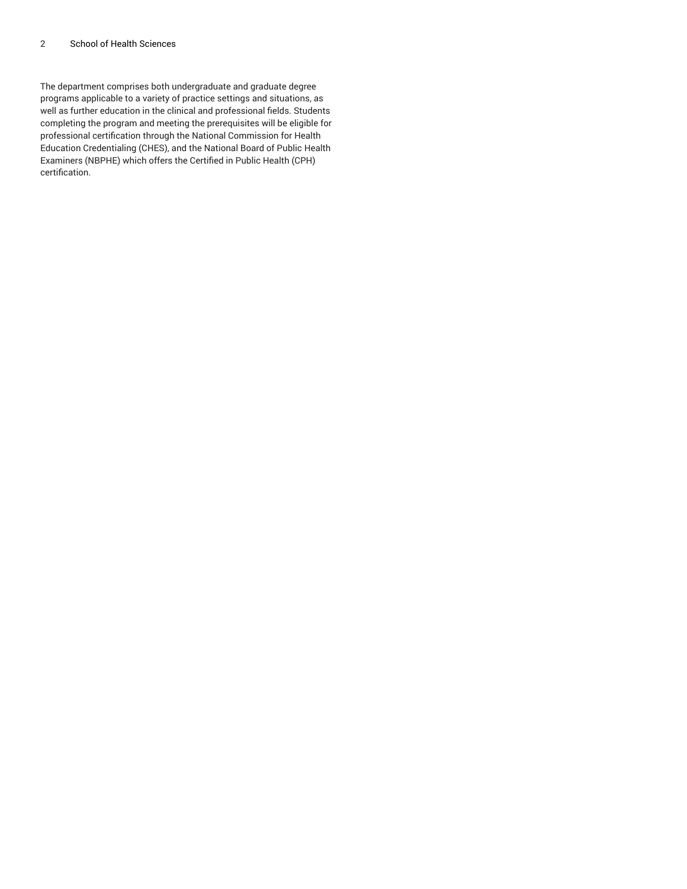The department comprises both undergraduate and graduate degree programs applicable to a variety of practice settings and situations, as well as further education in the clinical and professional fields. Students completing the program and meeting the prerequisites will be eligible for professional certification through the National Commission for Health Education Credentialing (CHES), and the National Board of Public Health Examiners (NBPHE) which offers the Certified in Public Health (CPH) certification.